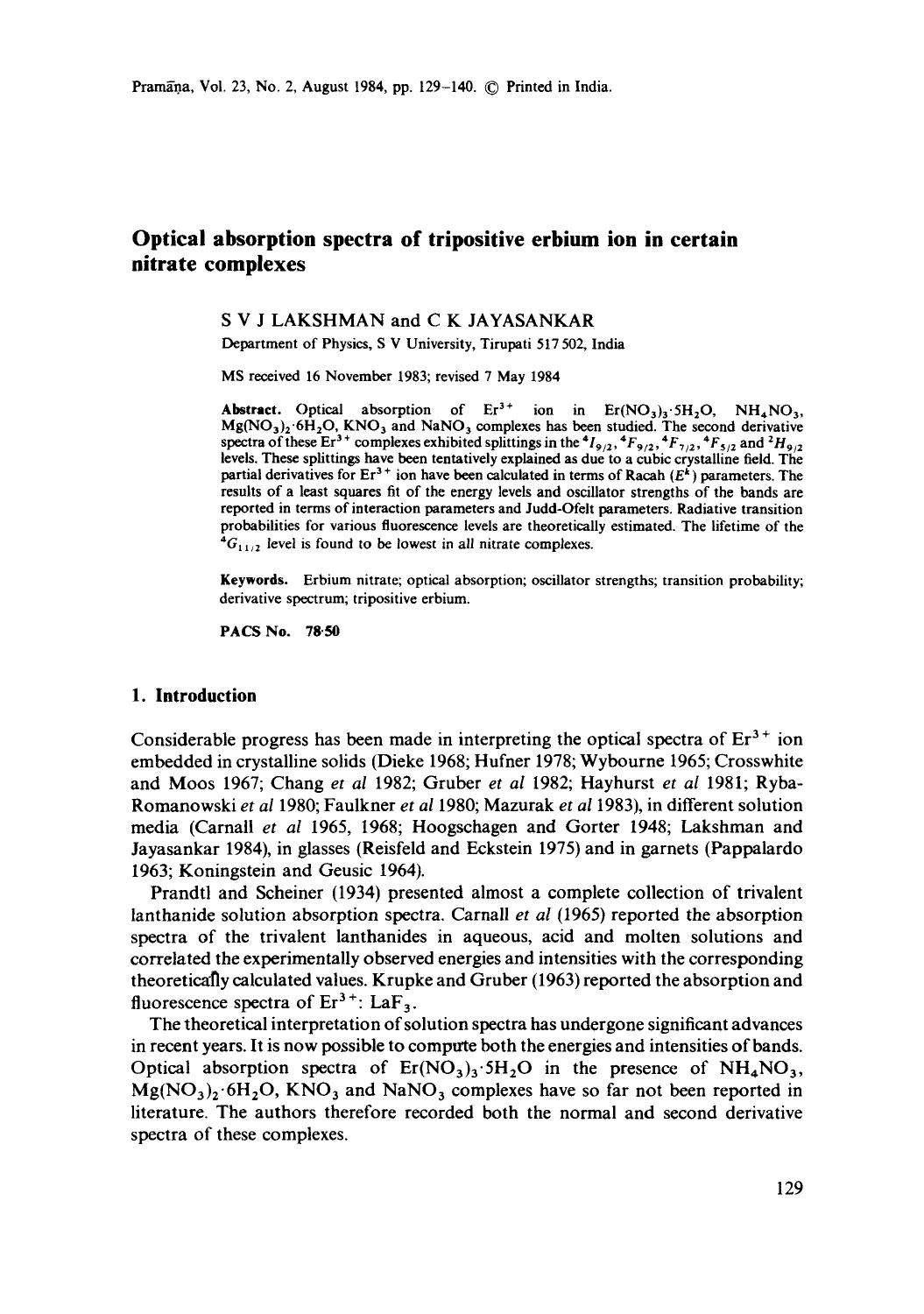# Optical absorption spectra of tripositive erbium ion in certain nitrate complexes

S V J LAKSHMAN and C K JAYASANKAR

Department of Physics, S V University, Tirupati 517 502, India

MS received 16 November 1983; revised 7 May 1984

**Abstract.** Optical absorption of $Er^{3+}$ ion in $Er(NO_3)_3 \cdot 5H_2O$, $NH_4NO_3$, $Mg(NO_3)_2 \cdot 6H_2O$, $KNO_3$ and $NaNO_3$ complexes has been studied. The second derivative spectra of these $Er^{3+}$ complexes exhibited splittings in the $^4I_{9/2}$, $^4F_{9/2}$, $^4F_{7/2}$, $^4F_{5/2}$ and $^2H_{9/2}$ levels. These splittings have been tentatively explained as due to a cubic crystalline field. The partial derivatives for $Er^{3+}$ ion have been calculated in terms of Racah ($E^k$) parameters. The results of a least squares fit of the energy levels and oscillator strengths of the bands are reported in terms of interaction parameters and Judd-Ofelt parameters. Radiative transition probabilities for various fluorescence levels are theoretically estimated. The lifetime of the $^4G_{11/2}$ level is found to be lowest in all nitrate complexes.

**Keywords.** Erbium nitrate; optical absorption; oscillator strengths; transition probability; derivative spectrum; tripositive erbium.

**PACS No.** 78·50

## 1. Introduction

Considerable progress has been made in interpreting the optical spectra of $Er^{3+}$ ion embedded in crystalline solids (Dieke 1968; Hufner 1978; Wybourne 1965; Crosswhite and Moos 1967; Chang *et al* 1982; Gruber *et al* 1982; Hayhurst *et al* 1981; Ryba-Romanowski *et al* 1980; Faulkner *et al* 1980; Mazurak *et al* 1983), in different solution media (Carnall *et al* 1965, 1968; Hoogschagen and Gorter 1948; Lakshman and Jayasankar 1984), in glasses (Reisfeld and Eckstein 1975) and in garnets (Pappalardo 1963; Koningstein and Geusic 1964).

Prandtl and Scheiner (1934) presented almost a complete collection of trivalent lanthanide solution absorption spectra. Carnall *et al* (1965) reported the absorption spectra of the trivalent lanthanides in aqueous, acid and molten solutions and correlated the experimentally observed energies and intensities with the corresponding theoretically calculated values. Krupke and Gruber (1963) reported the absorption and fluorescence spectra of $Er^{3+}$: $LaF_3$.

The theoretical interpretation of solution spectra has undergone significant advances in recent years. It is now possible to compute both the energies and intensities of bands. Optical absorption spectra of $Er(NO_3)_3 \cdot 5H_2O$ in the presence of $NH_4NO_3$, $Mg(NO_3)_2 \cdot 6H_2O$, $KNO_3$ and $NaNO_3$ complexes have so far not been reported in literature. The authors therefore recorded both the normal and second derivative spectra of these complexes.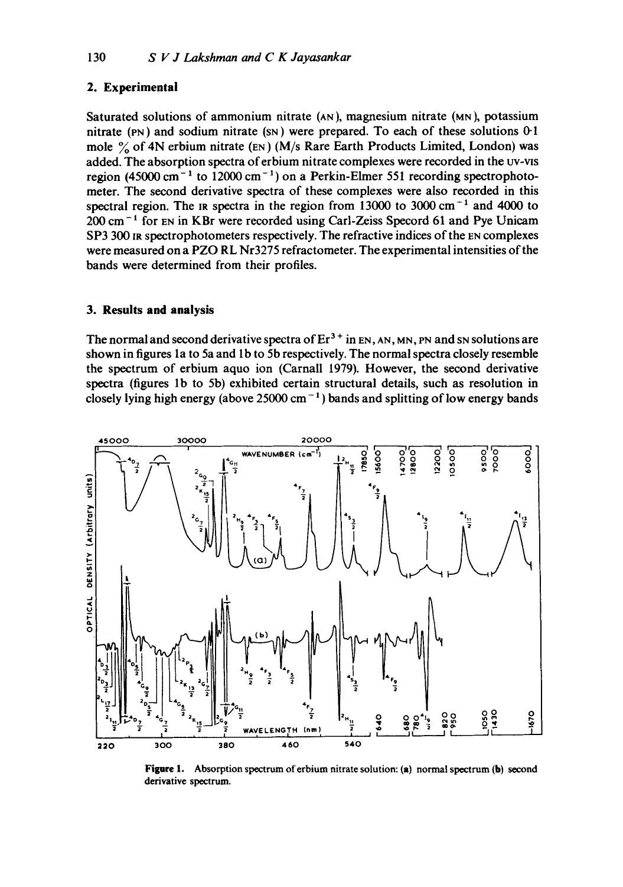## 2. Experimental

Saturated solutions of ammonium nitrate (AN), magnesium nitrate (MN), potassium nitrate (PN) and sodium nitrate (SN) were prepared. To each of these solutions 0·1 mole % of 4N erbium nitrate (EN) (M/s Rare Earth Products Limited, London) was added. The absorption spectra of erbium nitrate complexes were recorded in the UV-VIS region (45000 $cm^{-1}$ to 12000 $cm^{-1}$) on a Perkin-Elmer 551 recording spectrophotometer. The second derivative spectra of these complexes were also recorded in this spectral region. The IR spectra in the region from 13000 to 3000 $cm^{-1}$ and 4000 to 200 $cm^{-1}$ for EN in KBr were recorded using Carl-Zeiss Specord 61 and Pye Unicam SP3 300 IR spectrophotometers respectively. The refractive indices of the EN complexes were measured on a PZO RL Nr3275 refractometer. The experimental intensities of the bands were determined from their profiles.

## 3. Results and analysis

The normal and second derivative spectra of $Er^{3+}$ in EN, AN, MN, PN and SN solutions are shown in figures 1a to 5a and 1b to 5b respectively. The normal spectra closely resemble the spectrum of erbium aquo ion (Carnall 1979). However, the second derivative spectra (figures 1b to 5b) exhibited certain structural details, such as resolution in closely lying high energy (above 25000 $cm^{-1}$) bands and splitting of low energy bands

**Figure 1.** Absorption spectrum of erbium nitrate solution: (a) normal spectrum (b) second derivative spectrum.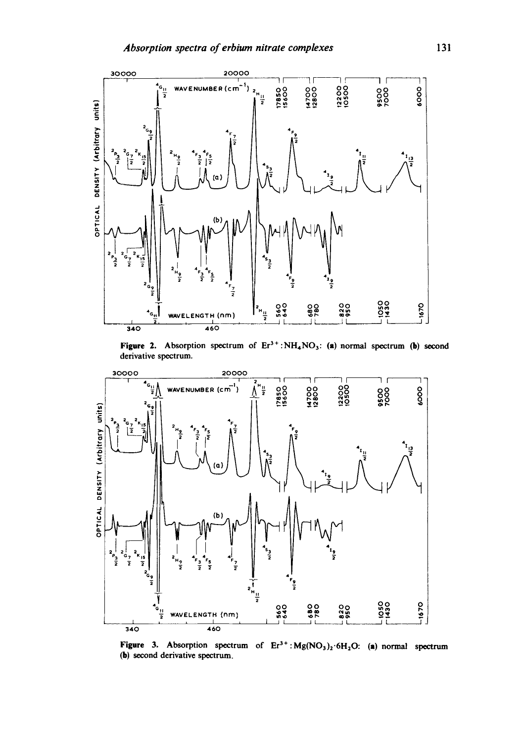Figure 2. Absorption spectrum of $Er^{3+}$:$NH_4NO_3$: (a) normal spectrum (b) second derivative spectrum.

Figure 3. Absorption spectrum of $Er^{3+}$:$Mg(NO_3)_2 \cdot 6H_2O$: (a) normal spectrum (b) second derivative spectrum.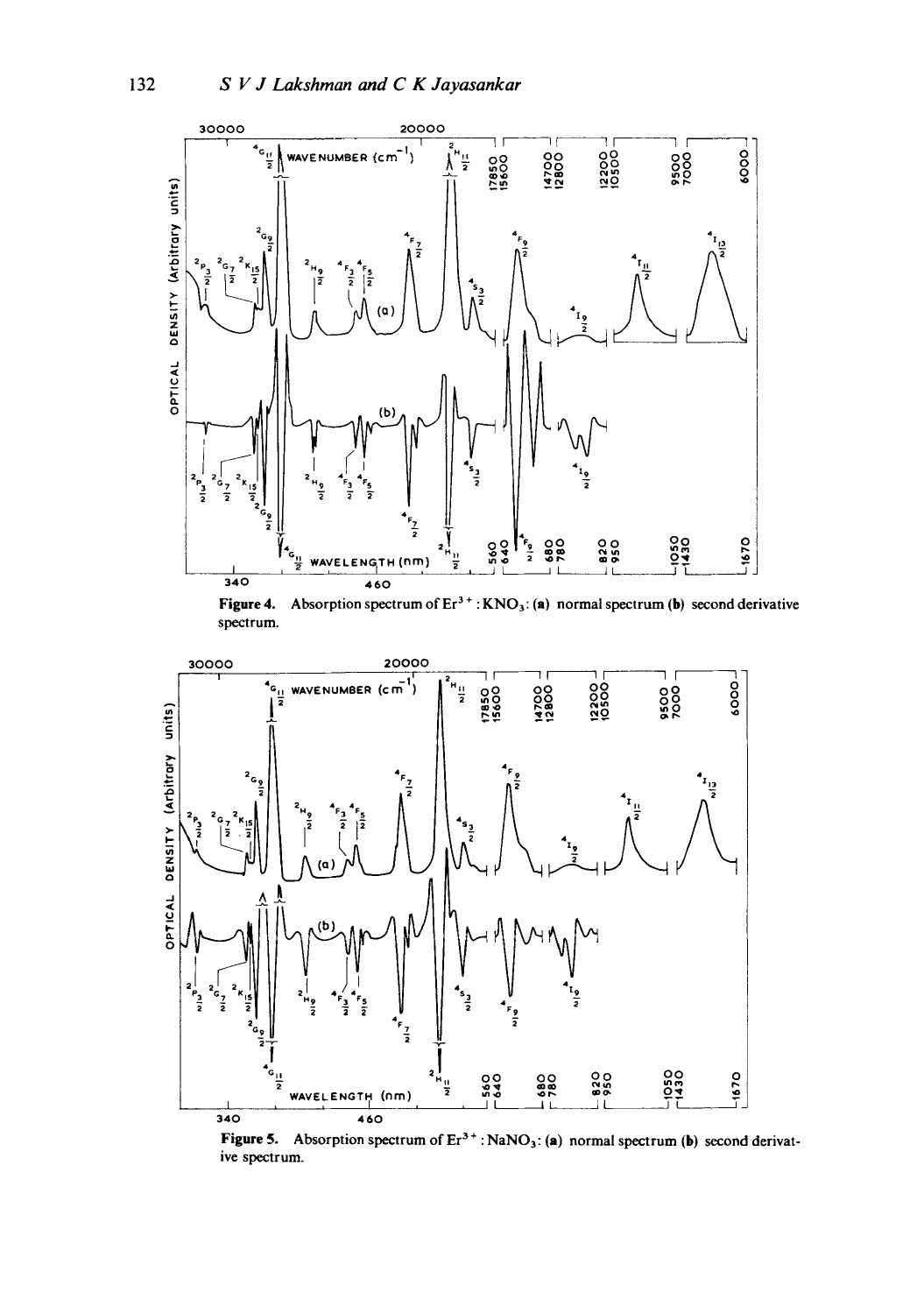Figure 4. Absorption spectrum of $Er^{3+}$ : $KNO_3$: (a) normal spectrum (b) second derivative spectrum.

Figure 5. Absorption spectrum of $Er^{3+}$ : $NaNO_3$: (a) normal spectrum (b) second derivative spectrum.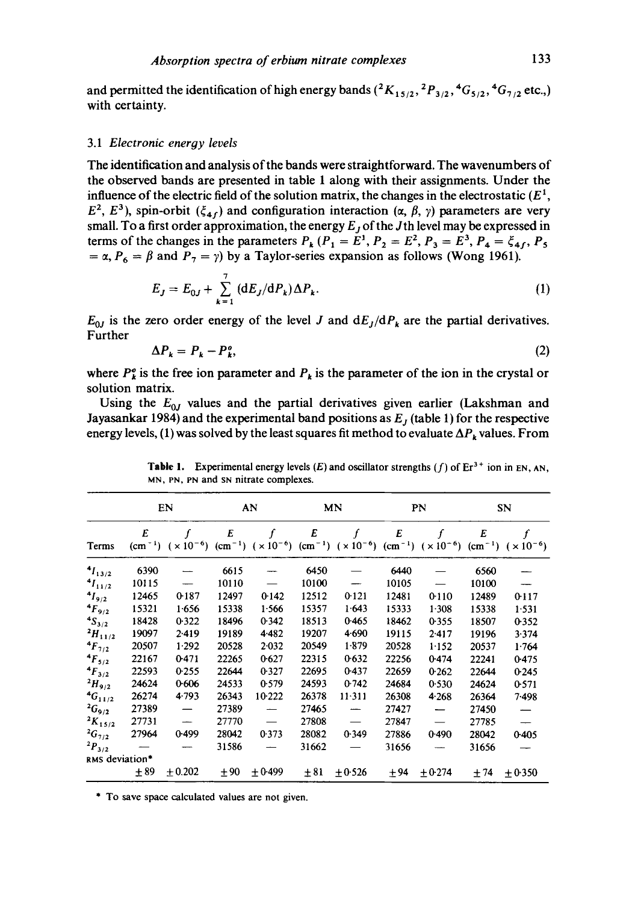and permitted the identification of high energy bands (${}^2K_{15/2}$, ${}^2P_{3/2}$, ${}^4G_{5/2}$, ${}^4G_{7/2}$ etc.,) with certainty.

### 3.1 *Electronic energy levels*

The identification and analysis of the bands were straightforward. The wavenumbers of the observed bands are presented in table 1 along with their assignments. Under the influence of the electric field of the solution matrix, the changes in the electrostatic ($E^1$, $E^2$, $E^3$), spin-orbit ($\xi_{4f}$) and configuration interaction ($\alpha$, $\beta$, $\gamma$) parameters are very small. To a first order approximation, the energy $E_J$ of the $J$th level may be expressed in terms of the changes in the parameters $P_k$ ($P_1 = E^1$, $P_2 = E^2$, $P_3 = E^3$, $P_4 = \xi_{4f}$, $P_5 = \alpha$, $P_6 = \beta$ and $P_7 = \gamma$) by a Taylor-series expansion as follows (Wong 1961).

$$E_J = E_{0J} + \sum_{k=1}^{7} (\mathrm{d}E_J/\mathrm{d}P_k)\Delta P_k. \tag{1}$$

$E_{0J}$ is the zero order energy of the level $J$ and $\mathrm{d}E_J/\mathrm{d}P_k$ are the partial derivatives. Further

$$\Delta P_k = P_k - P_k^o, \tag{2}$$

where $P_k^o$ is the free ion parameter and $P_k$ is the parameter of the ion in the crystal or solution matrix.

Using the $E_{0J}$ values and the partial derivatives given earlier (Lakshman and Jayasankar 1984) and the experimental band positions as $E_J$ (table 1) for the respective energy levels, (1) was solved by the least squares fit method to evaluate $\Delta P_k$ values. From

**Table 1.** Experimental energy levels ($E$) and oscillator strengths ($f$) of $Er^{3+}$ ion in EN, AN, MN, PN, PN and SN nitrate complexes.

| | EN | | AN | | MN | | PN | | SN | |
|---|---|---|---|---|---|---|---|---|---|---|
| Terms | $E$ (cm$^{-1}$) | $f$ ($\times 10^{-6}$) | $E$ (cm$^{-1}$) | $f$ ($\times 10^{-6}$) | $E$ (cm$^{-1}$) | $f$ ($\times 10^{-6}$) | $E$ (cm$^{-1}$) | $f$ ($\times 10^{-6}$) | $E$ (cm$^{-1}$) | $f$ ($\times 10^{-6}$) |
| ${}^4I_{13/2}$ | 6390 | — | 6615 | — | 6450 | — | 6440 | — | 6560 | — |
| ${}^4I_{11/2}$ | 10115 | — | 10110 | — | 10100 | — | 10105 | — | 10100 | — |
| ${}^4I_{9/2}$ | 12465 | 0·187 | 12497 | 0·142 | 12512 | 0·121 | 12481 | 0·110 | 12489 | 0·117 |
| ${}^4F_{9/2}$ | 15321 | 1·656 | 15338 | 1·566 | 15357 | 1·643 | 15333 | 1·308 | 15338 | 1·531 |
| ${}^4S_{3/2}$ | 18428 | 0·322 | 18496 | 0·342 | 18513 | 0·465 | 18462 | 0·355 | 18507 | 0·352 |
| ${}^2H_{11/2}$ | 19097 | 2·419 | 19189 | 4·482 | 19207 | 4·690 | 19115 | 2·417 | 19196 | 3·374 |
| ${}^4F_{7/2}$ | 20507 | 1·292 | 20528 | 2·032 | 20549 | 1·879 | 20528 | 1·152 | 20537 | 1·764 |
| ${}^4F_{5/2}$ | 22167 | 0·471 | 22265 | 0·627 | 22315 | 0·632 | 22256 | 0·474 | 22241 | 0·475 |
| ${}^4F_{3/2}$ | 22593 | 0·255 | 22644 | 0·327 | 22695 | 0·437 | 22659 | 0·262 | 22644 | 0·245 |
| ${}^2H_{9/2}$ | 24624 | 0·606 | 24533 | 0·579 | 24593 | 0·742 | 24684 | 0·530 | 24624 | 0·571 |
| ${}^4G_{11/2}$ | 26274 | 4·793 | 26343 | 10·222 | 26378 | 11·311 | 26308 | 4·268 | 26364 | 7·498 |
| ${}^2G_{9/2}$ | 27389 | — | 27389 | — | 27465 | — | 27427 | — | 27450 | — |
| ${}^2K_{15/2}$ | 27731 | — | 27770 | — | 27808 | — | 27847 | — | 27785 | — |
| ${}^2G_{7/2}$ | 27964 | 0·499 | 28042 | 0·373 | 28082 | 0·349 | 27886 | 0·490 | 28042 | 0·405 |
| ${}^2P_{3/2}$ | — | — | 31586 | — | 31662 | — | 31656 | — | 31656 | — |
| RMS deviation* | $\pm 89$ | $\pm 0.202$ | $\pm 90$ | $\pm 0·499$ | $\pm 81$ | $\pm 0·526$ | $\pm 94$ | $\pm 0·274$ | $\pm 74$ | $\pm 0·350$ |

\* To save space calculated values are not given.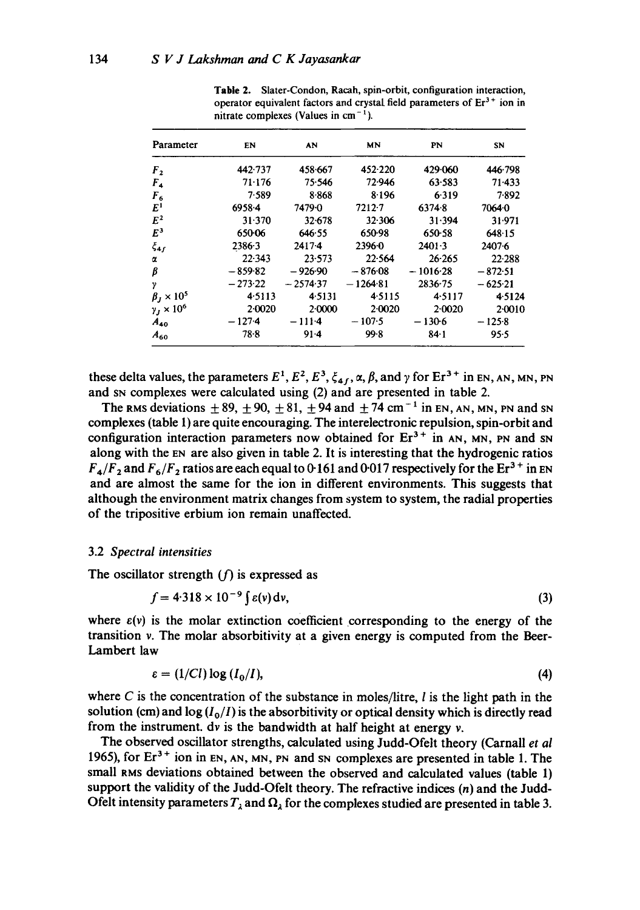**Table 2.** Slater-Condon, Racah, spin-orbit, configuration interaction, operator equivalent factors and crystal field parameters of $Er^{3+}$ ion in nitrate complexes (Values in $cm^{-1}$).

| Parameter | EN | AN | MN | PN | SN |
|---|---|---|---|---|---|
| $F_2$ | 442·737 | 458·667 | 452·220 | 429·060 | 446·798 |
| $F_4$ | 71·176 | 75·546 | 72·946 | 63·583 | 71·433 |
| $F_6$ | 7·589 | 8·868 | 8·196 | 6·319 | 7·892 |
| $E^1$ | 6958·4 | 7479·0 | 7212·7 | 6374·8 | 7064·0 |
| $E^2$ | 31·370 | 32·678 | 32·306 | 31·394 | 31·971 |
| $E^3$ | 650·06 | 646·55 | 650·98 | 650·58 | 648·15 |
| $\xi_{4f}$ | 2386·3 | 2417·4 | 2396·0 | 2401·3 | 2407·6 |
| $\alpha$ | 22·343 | 23·573 | 22·564 | 26·265 | 22·288 |
| $\beta$ | −859·82 | −926·90 | −876·08 | −1016·28 | −872·51 |
| $\gamma$ | −273·22 | −2574·37 | −1264·81 | 2836·75 | −625·21 |
| $\beta_J \times 10^5$ | 4·5113 | 4·5131 | 4·5115 | 4·5117 | 4·5124 |
| $\gamma_J \times 10^6$ | 2·0020 | 2·0000 | 2·0020 | 2·0020 | 2·0010 |
| $A_{40}$ | −127·4 | −111·4 | −107·5 | −130·6 | −125·8 |
| $A_{60}$ | 78·8 | 91·4 | 99·8 | 84·1 | 95·5 |

these delta values, the parameters $E^1, E^2, E^3, \xi_{4f}, \alpha, \beta$, and $\gamma$ for $Er^{3+}$ in EN, AN, MN, PN and SN complexes were calculated using (2) and are presented in table 2.

The RMS deviations $\pm 89$, $\pm 90$, $\pm 81$, $\pm 94$ and $\pm 74$ $cm^{-1}$ in EN, AN, MN, PN and SN complexes (table 1) are quite encouraging. The interelectronic repulsion, spin-orbit and configuration interaction parameters now obtained for $Er^{3+}$ in AN, MN, PN and SN along with the EN are also given in table 2. It is interesting that the hydrogenic ratios $F_4/F_2$ and $F_6/F_2$ ratios are each equal to 0·161 and 0·017 respectively for the $Er^{3+}$ in EN and are almost the same for the ion in different environments. This suggests that although the environment matrix changes from system to system, the radial properties of the tripositive erbium ion remain unaffected.

### 3.2 Spectral intensities

The oscillator strength ($f$) is expressed as

$$f = 4{\cdot}318 \times 10^{-9} \int \varepsilon(\nu)\,d\nu, \tag{3}$$

where $\varepsilon(\nu)$ is the molar extinction coefficient corresponding to the energy of the transition $\nu$. The molar absorbitivity at a given energy is computed from the Beer-Lambert law

$$\varepsilon = (1/Cl)\log(I_0/I), \tag{4}$$

where $C$ is the concentration of the substance in moles/litre, $l$ is the light path in the solution (cm) and $\log(I_0/I)$ is the absorbitivity or optical density which is directly read from the instrument. $d\nu$ is the bandwidth at half height at energy $\nu$.

The observed oscillator strengths, calculated using Judd-Ofelt theory (Carnall *et al* 1965), for $Er^{3+}$ ion in EN, AN, MN, PN and SN complexes are presented in table 1. The small RMS deviations obtained between the observed and calculated values (table 1) support the validity of the Judd-Ofelt theory. The refractive indices ($n$) and the Judd-Ofelt intensity parameters $T_\lambda$ and $\Omega_\lambda$ for the complexes studied are presented in table 3.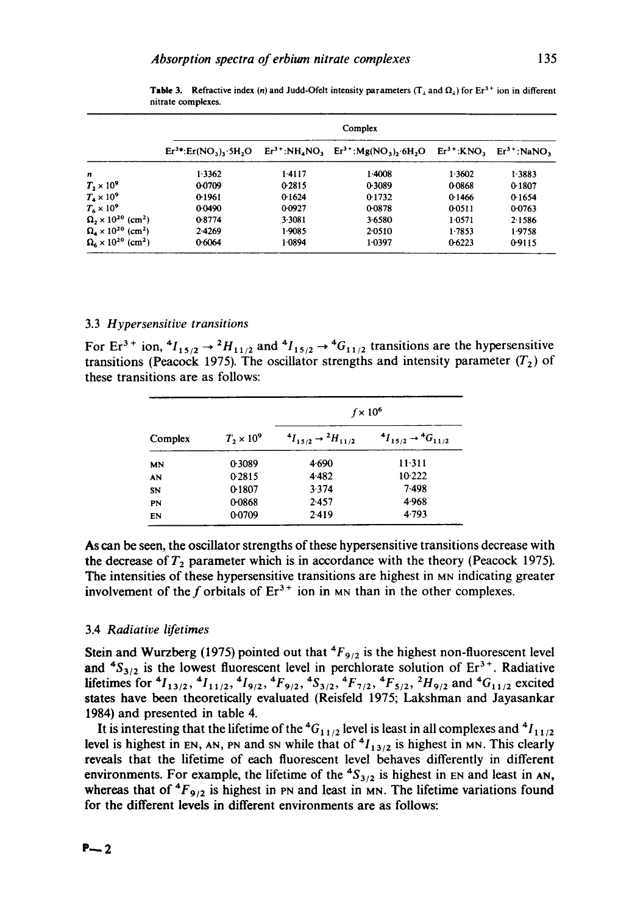**Table 3.** Refractive index ($n$) and Judd-Ofelt intensity parameters ($T_\lambda$ and $\Omega_\lambda$) for $Er^{3+}$ ion in different nitrate complexes.

| | Complex | | | | |
|---|---|---|---|---|---|
| | $Er^{3+}$:$Er(NO_3)_3 \cdot 5H_2O$ | $Er^{3+}$:$NH_4NO_3$ | $Er^{3+}$:$Mg(NO_3)_2 \cdot 6H_2O$ | $Er^{3+}$:$KNO_3$ | $Er^{3+}$:$NaNO_3$ |
| $n$ | 1·3362 | 1·4117 | 1·4008 | 1·3602 | 1·3883 |
| $T_2 \times 10^9$ | 0·0709 | 0·2815 | 0·3089 | 0·0868 | 0·1807 |
| $T_4 \times 10^9$ | 0·1961 | 0·1624 | 0·1732 | 0·1466 | 0·1654 |
| $T_6 \times 10^9$ | 0·0490 | 0·0927 | 0·0878 | 0·0511 | 0·0763 |
| $\Omega_2 \times 10^{20}$ (cm$^2$) | 0·8774 | 3·3081 | 3·6580 | 1·0571 | 2·1586 |
| $\Omega_4 \times 10^{20}$ (cm$^2$) | 2·4269 | 1·9085 | 2·0510 | 1·7853 | 1·9758 |
| $\Omega_6 \times 10^{20}$ (cm$^2$) | 0·6064 | 1·0894 | 1·0397 | 0·6223 | 0·9115 |

### 3.3 *Hypersensitive transitions*

For $Er^{3+}$ ion, ${}^4I_{15/2} \rightarrow {}^2H_{11/2}$ and ${}^4I_{15/2} \rightarrow {}^4G_{11/2}$ transitions are the hypersensitive transitions (Peacock 1975). The oscillator strengths and intensity parameter ($T_2$) of these transitions are as follows:

| | | $f \times 10^6$ | |
|---|---|---|---|
| Complex | $T_2 \times 10^9$ | ${}^4I_{15/2} \rightarrow {}^2H_{11/2}$ | ${}^4I_{15/2} \rightarrow {}^4G_{11/2}$ |
| MN | 0·3089 | 4·690 | 11·311 |
| AN | 0·2815 | 4·482 | 10·222 |
| SN | 0·1807 | 3·374 | 7·498 |
| PN | 0·0868 | 2·457 | 4·968 |
| EN | 0·0709 | 2·419 | 4·793 |

As can be seen, the oscillator strengths of these hypersensitive transitions decrease with the decrease of $T_2$ parameter which is in accordance with the theory (Peacock 1975). The intensities of these hypersensitive transitions are highest in MN indicating greater involvement of the $f$ orbitals of $Er^{3+}$ ion in MN than in the other complexes.

### 3.4 *Radiative lifetimes*

Stein and Wurzberg (1975) pointed out that ${}^4F_{9/2}$ is the highest non-fluorescent level and ${}^4S_{3/2}$ is the lowest fluorescent level in perchlorate solution of $Er^{3+}$. Radiative lifetimes for ${}^4I_{13/2}$, ${}^4I_{11/2}$, ${}^4I_{9/2}$, ${}^4F_{9/2}$, ${}^4S_{3/2}$, ${}^4F_{7/2}$, ${}^4F_{5/2}$, ${}^2H_{9/2}$ and ${}^4G_{11/2}$ excited states have been theoretically evaluated (Reisfeld 1975; Lakshman and Jayasankar 1984) and presented in table 4.

It is interesting that the lifetime of the ${}^4G_{11/2}$ level is least in all complexes and ${}^4I_{11/2}$ level is highest in EN, AN, PN and SN while that of ${}^4I_{13/2}$ is highest in MN. This clearly reveals that the lifetime of each fluorescent level behaves differently in different environments. For example, the lifetime of the ${}^4S_{3/2}$ is highest in EN and least in AN, whereas that of ${}^4F_{9/2}$ is highest in PN and least in MN. The lifetime variations found for the different levels in different environments are as follows: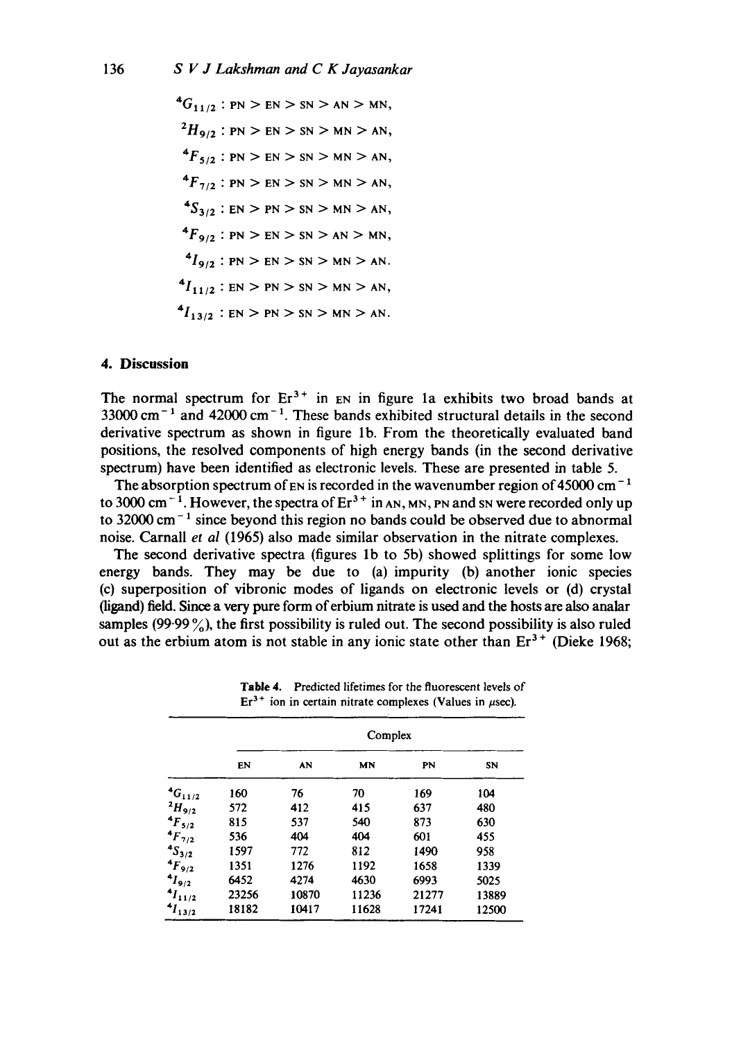$^4G_{11/2}$ : PN > EN > SN > AN > MN,

$^2H_{9/2}$ : PN > EN > SN > MN > AN,

$^4F_{5/2}$ : PN > EN > SN > MN > AN,

$^4F_{7/2}$ : PN > EN > SN > MN > AN,

$^4S_{3/2}$ : EN > PN > SN > MN > AN,

$^4F_{9/2}$ : PN > EN > SN > AN > MN,

$^4I_{9/2}$ : PN > EN > SN > MN > AN.

$^4I_{11/2}$ : EN > PN > SN > MN > AN,

$^4I_{13/2}$ : EN > PN > SN > MN > AN.

## 4. Discussion

The normal spectrum for $Er^{3+}$ in EN in figure 1a exhibits two broad bands at 33000 $cm^{-1}$ and 42000 $cm^{-1}$. These bands exhibited structural details in the second derivative spectrum as shown in figure 1b. From the theoretically evaluated band positions, the resolved components of high energy bands (in the second derivative spectrum) have been identified as electronic levels. These are presented in table 5.

The absorption spectrum of EN is recorded in the wavenumber region of 45000 $cm^{-1}$ to 3000 $cm^{-1}$. However, the spectra of $Er^{3+}$ in AN, MN, PN and SN were recorded only up to 32000 $cm^{-1}$ since beyond this region no bands could be observed due to abnormal noise. Carnall *et al* (1965) also made similar observation in the nitrate complexes.

The second derivative spectra (figures 1b to 5b) showed splittings for some low energy bands. They may be due to (a) impurity (b) another ionic species (c) superposition of vibronic modes of ligands on electronic levels or (d) crystal (ligand) field. Since a very pure form of erbium nitrate is used and the hosts are also analar samples (99·99 %), the first possibility is ruled out. The second possibility is also ruled out as the erbium atom is not stable in any ionic state other than $Er^{3+}$ (Dieke 1968;

**Table 4.** Predicted lifetimes for the fluorescent levels of $Er^{3+}$ ion in certain nitrate complexes (Values in $\mu$sec).

| | Complex | | | | |
|---|---|---|---|---|---|
| | EN | AN | MN | PN | SN |
| $^4G_{11/2}$ | 160 | 76 | 70 | 169 | 104 |
| $^2H_{9/2}$ | 572 | 412 | 415 | 637 | 480 |
| $^4F_{5/2}$ | 815 | 537 | 540 | 873 | 630 |
| $^4F_{7/2}$ | 536 | 404 | 404 | 601 | 455 |
| $^4S_{3/2}$ | 1597 | 772 | 812 | 1490 | 958 |
| $^4F_{9/2}$ | 1351 | 1276 | 1192 | 1658 | 1339 |
| $^4I_{9/2}$ | 6452 | 4274 | 4630 | 6993 | 5025 |
| $^4I_{11/2}$ | 23256 | 10870 | 11236 | 21277 | 13889 |
| $^4I_{13/2}$ | 18182 | 10417 | 11628 | 17241 | 12500 |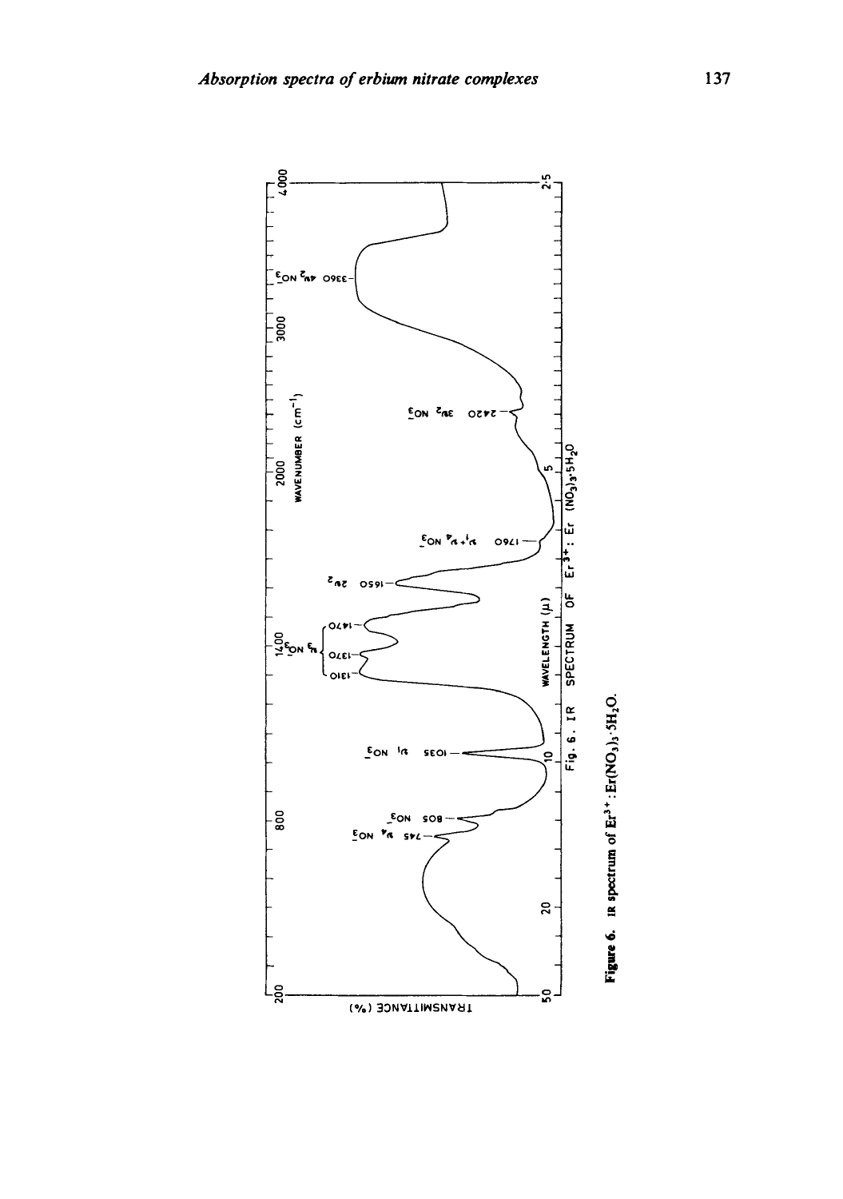Figure 6. IR spectrum of $Er^{3+}$: $Er(NO_3)_3 \cdot 5H_2O$.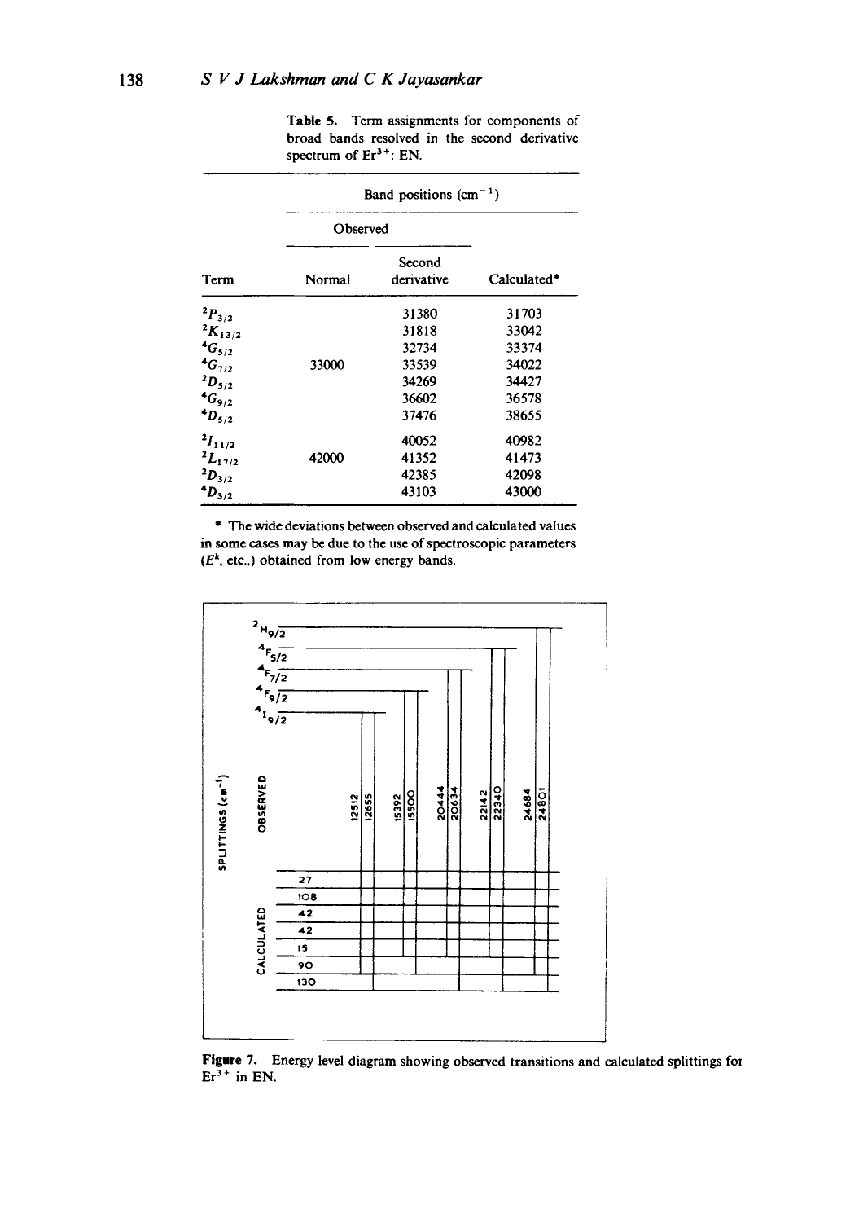**Table 5.** Term assignments for components of broad bands resolved in the second derivative spectrum of $Er^{3+}$: EN.

| Term | Band positions ($cm^{-1}$) | | |
|---|---|---|---|
| | Observed | | |
| | Normal | Second derivative | Calculated* |
| $^2P_{3/2}$ | | 31380 | 31703 |
| $^2K_{13/2}$ | | 31818 | 33042 |
| $^4G_{5/2}$ | | 32734 | 33374 |
| $^4G_{7/2}$ | 33000 | 33539 | 34022 |
| $^2D_{5/2}$ | | 34269 | 34427 |
| $^4G_{9/2}$ | | 36602 | 36578 |
| $^4D_{5/2}$ | | 37476 | 38655 |
| $^2I_{11/2}$ | | 40052 | 40982 |
| $^2L_{17/2}$ | 42000 | 41352 | 41473 |
| $^2D_{3/2}$ | | 42385 | 42098 |
| $^4D_{3/2}$ | | 43103 | 43000 |

\* The wide deviations between observed and calculated values in some cases may be due to the use of spectroscopic parameters ($E^k$, etc.,) obtained from low energy bands.

**Figure 7.** Energy level diagram showing observed transitions and calculated splittings for $Er^{3+}$ in EN.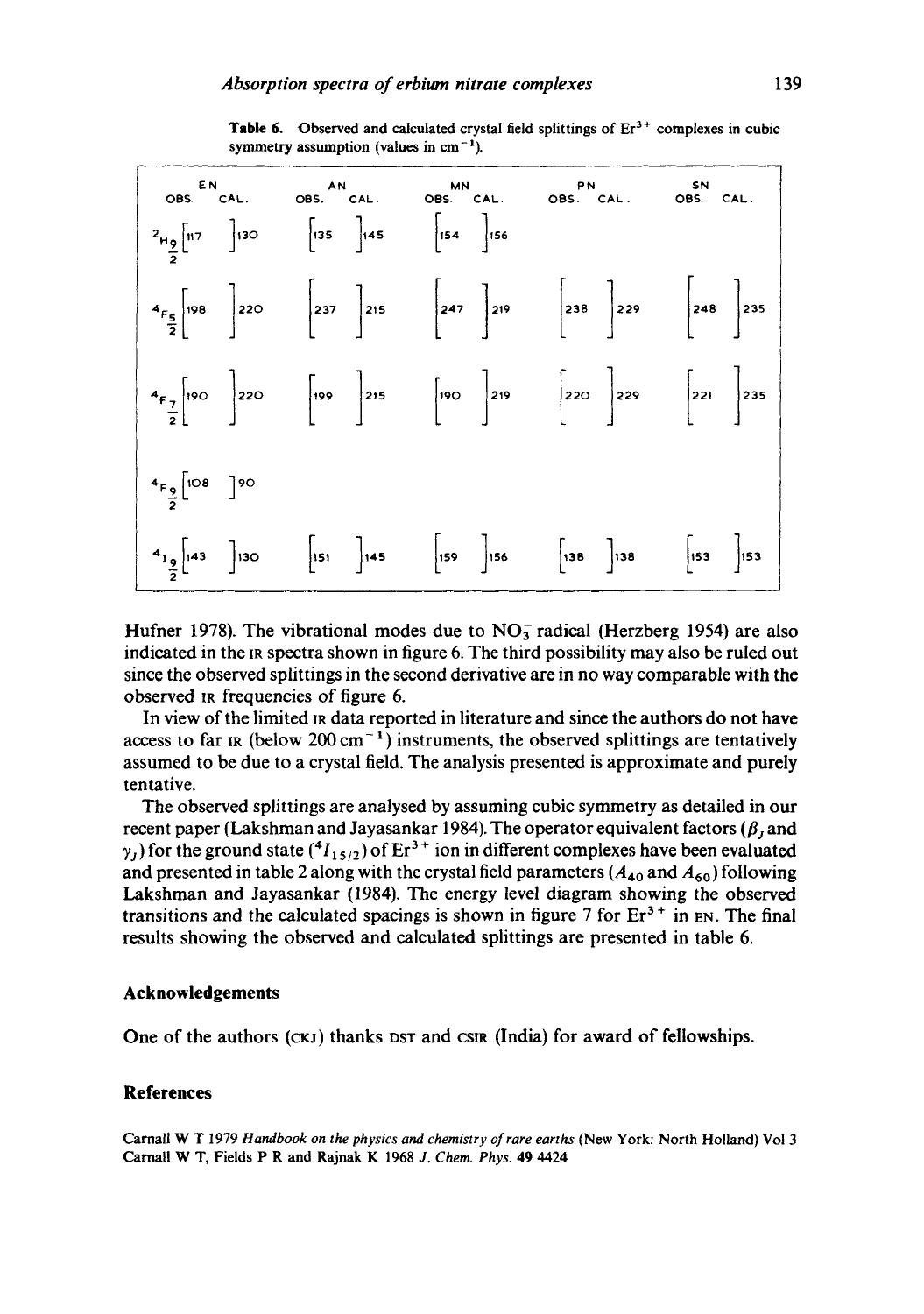**Table 6.** Observed and calculated crystal field splittings of $Er^{3+}$ complexes in cubic symmetry assumption (values in $cm^{-1}$).

| | EN OBS. | EN CAL. | AN OBS. | AN CAL. | MN OBS. | MN CAL. | PN OBS. | PN CAL. | SN OBS. | SN CAL. |
|---|---|---|---|---|---|---|---|---|---|---|
| $^2H_{\frac{9}{2}}$ | 117 | 130 | 135 | 145 | 154 | 156 | | | | |
| $^4F_{\frac{5}{2}}$ | 198 | 220 | 237 | 215 | 247 | 219 | 238 | 229 | 248 | 235 |
| $^4F_{\frac{7}{2}}$ | 190 | 220 | 199 | 215 | 190 | 219 | 220 | 229 | 221 | 235 |
| $^4F_{\frac{9}{2}}$ | 108 | 90 | | | | | | | | |
| $^4I_{\frac{9}{2}}$ | 143 | 130 | 151 | 145 | 159 | 156 | 138 | 138 | 153 | 153 |

Hufner 1978). The vibrational modes due to $NO_3^-$ radical (Herzberg 1954) are also indicated in the IR spectra shown in figure 6. The third possibility may also be ruled out since the observed splittings in the second derivative are in no way comparable with the observed IR frequencies of figure 6.

In view of the limited IR data reported in literature and since the authors do not have access to far IR (below 200 $cm^{-1}$) instruments, the observed splittings are tentatively assumed to be due to a crystal field. The analysis presented is approximate and purely tentative.

The observed splittings are analysed by assuming cubic symmetry as detailed in our recent paper (Lakshman and Jayasankar 1984). The operator equivalent factors ($\beta_J$ and $\gamma_J$) for the ground state ($^4I_{15/2}$) of $Er^{3+}$ ion in different complexes have been evaluated and presented in table 2 along with the crystal field parameters ($A_{40}$ and $A_{60}$) following Lakshman and Jayasankar (1984). The energy level diagram showing the observed transitions and the calculated spacings is shown in figure 7 for $Er^{3+}$ in EN. The final results showing the observed and calculated splittings are presented in table 6.

## Acknowledgements

One of the authors (CKJ) thanks DST and CSIR (India) for award of fellowships.

## References

Carnall W T 1979 *Handbook on the physics and chemistry of rare earths* (New York: North Holland) Vol 3

Carnall W T, Fields P R and Rajnak K 1968 *J. Chem. Phys.* **49** 4424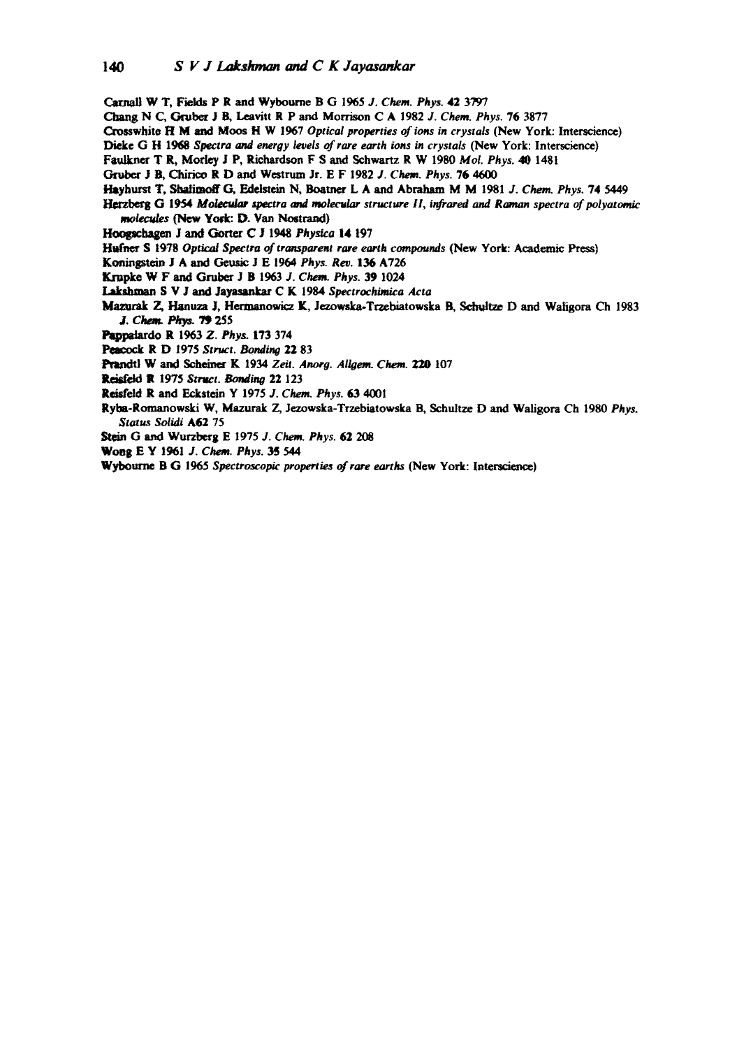Carnall W T, Fields P R and Wybourne B G 1965 *J. Chem. Phys.* **42** 3797

Chang N C, Gruber J B, Leavitt R P and Morrison C A 1982 *J. Chem. Phys.* **76** 3877

Crosswhite H M and Moos H W 1967 *Optical properties of ions in crystals* (New York: Interscience)

Dieke G H 1968 *Spectra and energy levels of rare earth ions in crystals* (New York: Interscience)

Faulkner T R, Morley J P, Richardson F S and Schwartz R W 1980 *Mol. Phys.* **40** 1481

Gruber J B, Chirico R D and Westrum Jr. E F 1982 *J. Chem. Phys.* **76** 4600

Hayhurst T, Shalimoff G, Edelstein N, Boatner L A and Abraham M M 1981 *J. Chem. Phys.* **74** 5449

Herzberg G 1954 *Molecular spectra and molecular structure II, infrared and Raman spectra of polyatomic molecules* (New York: D. Van Nostrand)

Hoogschagen J and Gorter C J 1948 *Physica* **14** 197

Hufner S 1978 *Optical Spectra of transparent rare earth compounds* (New York: Academic Press)

Koningstein J A and Geusic J E 1964 *Phys. Rev.* **136** A726

Krupke W F and Gruber J B 1963 *J. Chem. Phys.* **39** 1024

Lakshman S V J and Jayasankar C K 1984 *Spectrochimica Acta*

Mazurak Z, Hanuza J, Hermanowicz K, Jezowska-Trzebiatowska B, Schultze D and Waligora Ch 1983 *J. Chem. Phys.* **79** 255

Pappalardo R 1963 *Z. Phys.* **173** 374

Peacock R D 1975 *Struct. Bonding* **22** 83

Prandtl W and Scheiner K 1934 *Zeit. Anorg. Allgem. Chem.* **220** 107

Reisfeld R 1975 *Struct. Bonding* **22** 123

Reisfeld R and Eckstein Y 1975 *J. Chem. Phys.* **63** 4001

Ryba-Romanowski W, Mazurak Z, Jezowska-Trzebiatowska B, Schultze D and Waligora Ch 1980 *Phys. Status Solidi* **A62** 75

Stein G and Wurzberg E 1975 *J. Chem. Phys.* **62** 208

Wong E Y 1961 *J. Chem. Phys.* **35** 544

Wybourne B G 1965 *Spectroscopic properties of rare earths* (New York: Interscience)